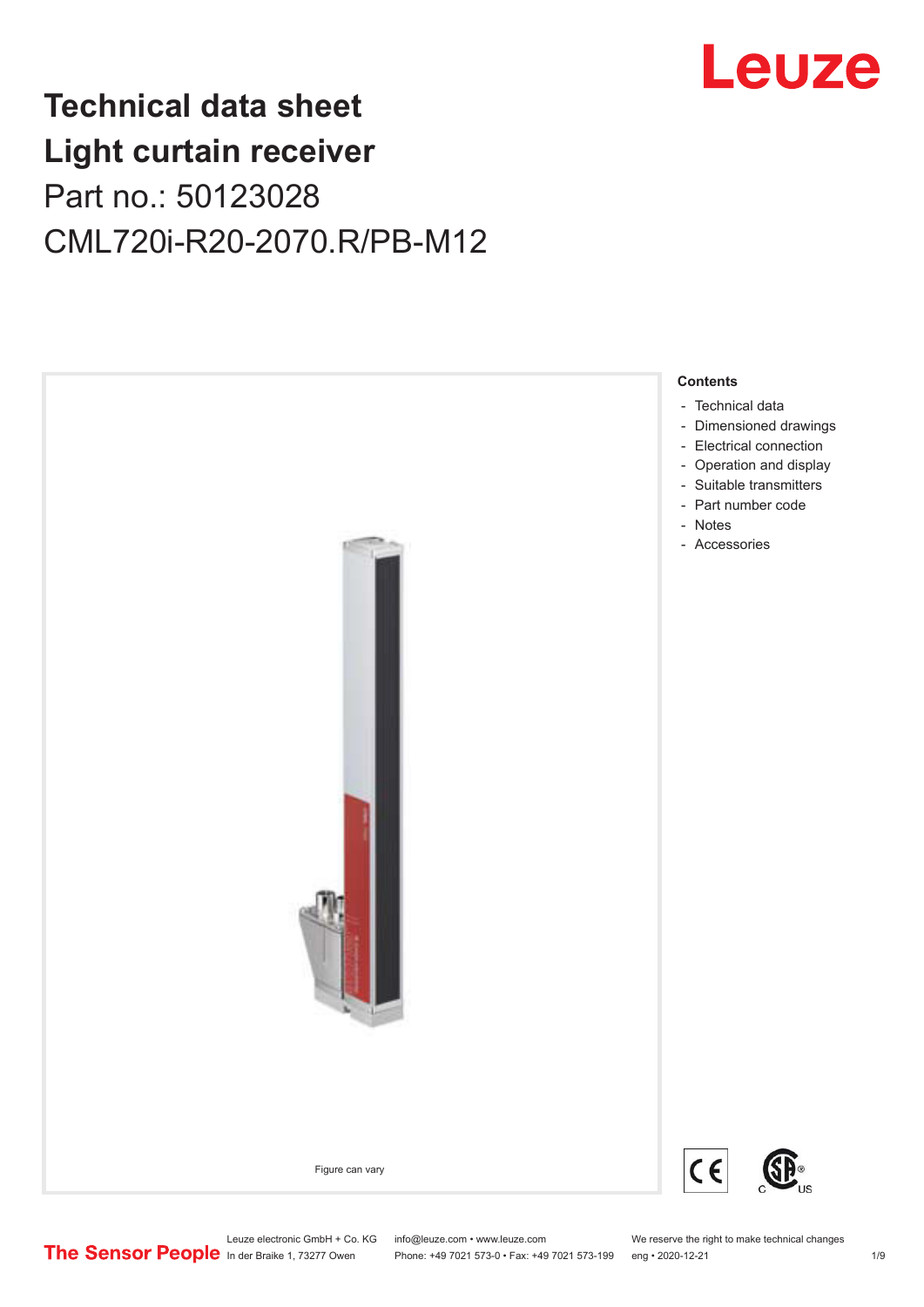# Technical data sheet
# Light curtain receiver

Part no.: 50123028

CML720i-R20-2070.R/PB-M12

Leuze

Figure can vary

**Contents**

- Technical data
- Dimensioned drawings
- Electrical connection
- Operation and display
- Suitable transmitters
- Part number code
- Notes
- Accessories

The Sensor People

Leuze electronic GmbH + Co. KG
In der Braike 1, 73277 Owen

info@leuze.com • www.leuze.com
Phone: +49 7021 573-0 • Fax: +49 7021 573-199

We reserve the right to make technical changes
eng • 2020-12-21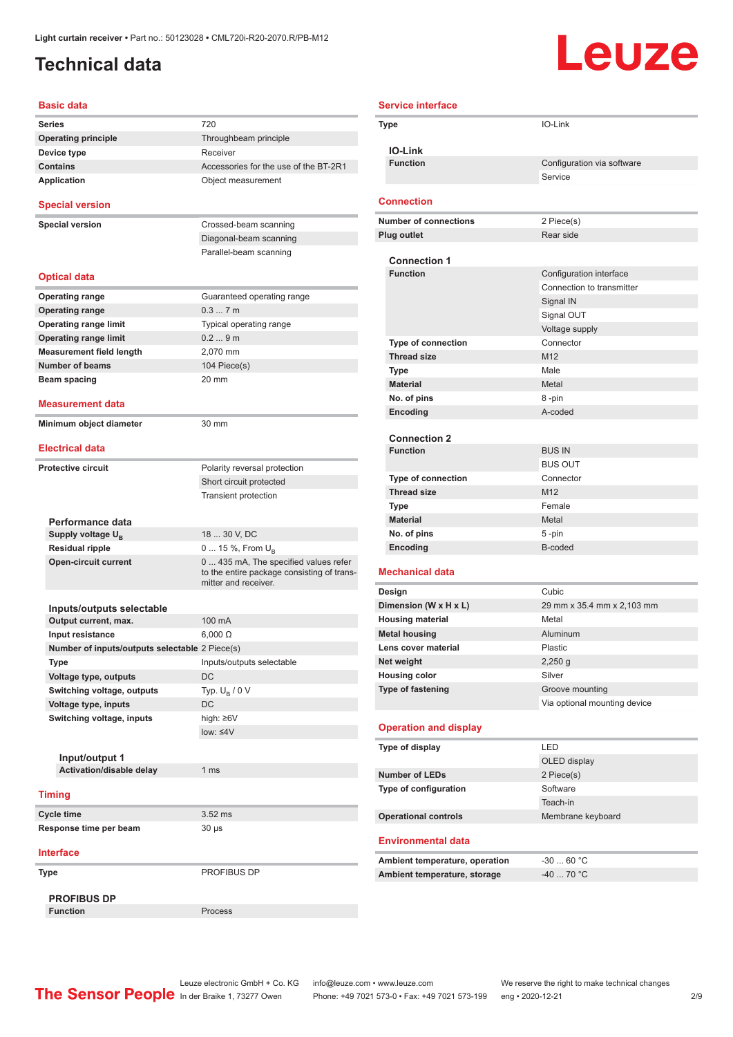Light curtain receiver • Part no.: 50123028 • CML720i-R20-2070.R/PB-M12

# Technical data

## Basic data

| | |
|---|---|
| **Series** | 720 |
| **Operating principle** | Throughbeam principle |
| **Device type** | Receiver |
| **Contains** | Accessories for the use of the BT-2R1 |
| **Application** | Object measurement |

## Special version

| | |
|---|---|
| **Special version** | Crossed-beam scanning |
| | Diagonal-beam scanning |
| | Parallel-beam scanning |

## Optical data

| | |
|---|---|
| **Operating range** | Guaranteed operating range |
| **Operating range** | 0.3 ... 7 m |
| **Operating range limit** | Typical operating range |
| **Operating range limit** | 0.2 ... 9 m |
| **Measurement field length** | 2,070 mm |
| **Number of beams** | 104 Piece(s) |
| **Beam spacing** | 20 mm |

## Measurement data

| | |
|---|---|
| **Minimum object diameter** | 30 mm |

## Electrical data

| | |
|---|---|
| **Protective circuit** | Polarity reversal protection |
| | Short circuit protected |
| | Transient protection |

### Performance data

| | |
|---|---|
| **Supply voltage $U_B$** | 18 ... 30 V, DC |
| **Residual ripple** | 0 ... 15 %, From $U_B$ |
| **Open-circuit current** | 0 ... 435 mA, The specified values refer to the entire package consisting of transmitter and receiver. |

### Inputs/outputs selectable

| | |
|---|---|
| **Output current, max.** | 100 mA |
| **Input resistance** | 6,000 Ω |
| **Number of inputs/outputs selectable** | 2 Piece(s) |
| **Type** | Inputs/outputs selectable |
| **Voltage type, outputs** | DC |
| **Switching voltage, outputs** | Typ. $U_B$ / 0 V |
| **Voltage type, inputs** | DC |
| **Switching voltage, inputs** | high: ≥6V |
| | low: ≤4V |

#### Input/output 1

| | |
|---|---|
| **Activation/disable delay** | 1 ms |

## Timing

| | |
|---|---|
| **Cycle time** | 3.52 ms |
| **Response time per beam** | 30 µs |

## Interface

| | |
|---|---|
| **Type** | PROFIBUS DP |

### PROFIBUS DP

| | |
|---|---|
| **Function** | Process |

## Service interface

| | |
|---|---|
| **Type** | IO-Link |

### IO-Link

| | |
|---|---|
| **Function** | Configuration via software |
| | Service |

## Connection

| | |
|---|---|
| **Number of connections** | 2 Piece(s) |
| **Plug outlet** | Rear side |

### Connection 1

| | |
|---|---|
| **Function** | Configuration interface |
| | Connection to transmitter |
| | Signal IN |
| | Signal OUT |
| | Voltage supply |
| **Type of connection** | Connector |
| **Thread size** | M12 |
| **Type** | Male |
| **Material** | Metal |
| **No. of pins** | 8 -pin |
| **Encoding** | A-coded |

### Connection 2

| | |
|---|---|
| **Function** | BUS IN |
| | BUS OUT |
| **Type of connection** | Connector |
| **Thread size** | M12 |
| **Type** | Female |
| **Material** | Metal |
| **No. of pins** | 5 -pin |
| **Encoding** | B-coded |

## Mechanical data

| | |
|---|---|
| **Design** | Cubic |
| **Dimension (W x H x L)** | 29 mm x 35.4 mm x 2,103 mm |
| **Housing material** | Metal |
| **Metal housing** | Aluminum |
| **Lens cover material** | Plastic |
| **Net weight** | 2,250 g |
| **Housing color** | Silver |
| **Type of fastening** | Groove mounting |
| | Via optional mounting device |

## Operation and display

| | |
|---|---|
| **Type of display** | LED |
| | OLED display |
| **Number of LEDs** | 2 Piece(s) |
| **Type of configuration** | Software |
| | Teach-in |
| **Operational controls** | Membrane keyboard |

## Environmental data

| | |
|---|---|
| **Ambient temperature, operation** | -30 ... 60 °C |
| **Ambient temperature, storage** | -40 ... 70 °C |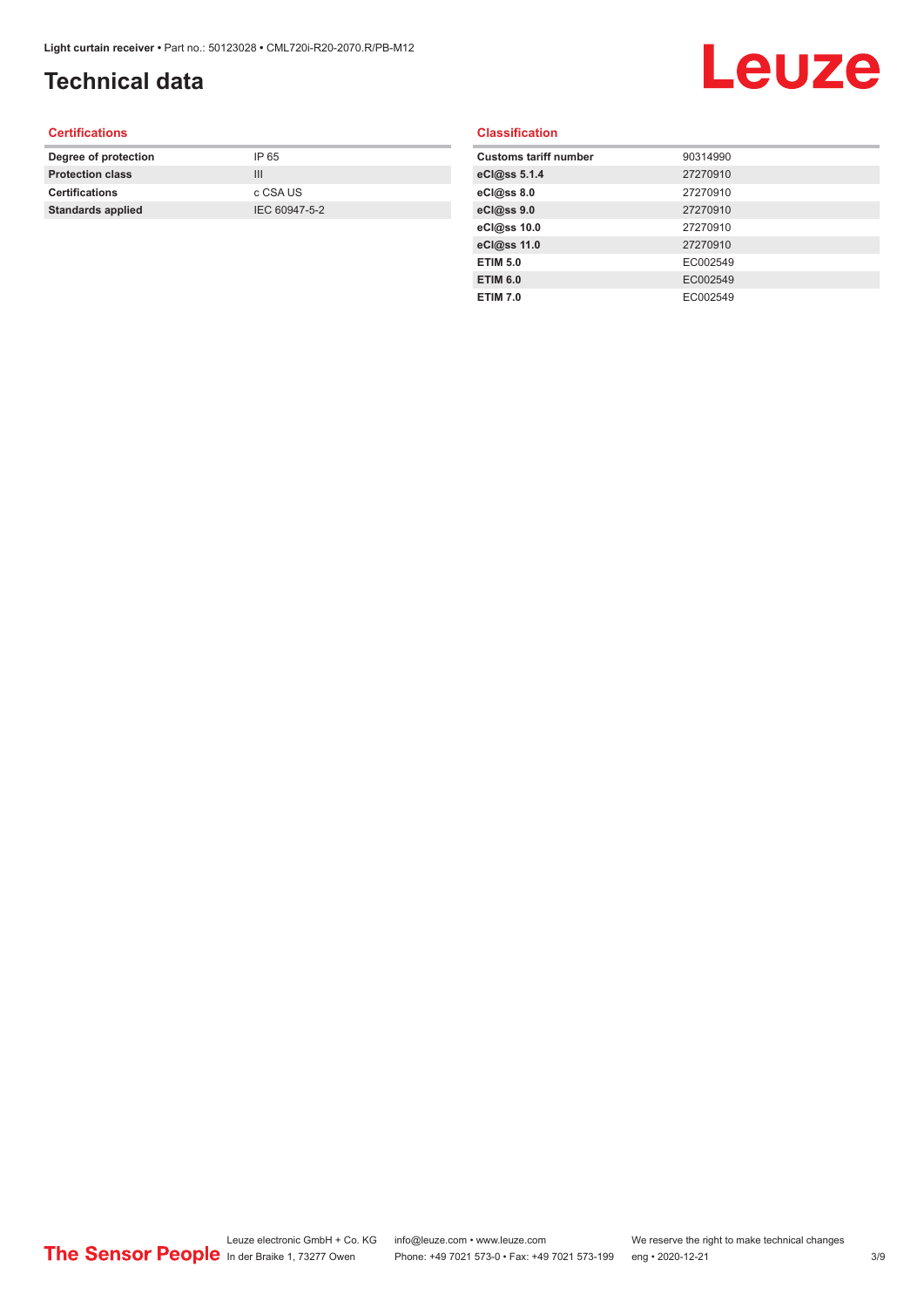# Technical data

## Certifications

| | |
|---|---|
| **Degree of protection** | IP 65 |
| **Protection class** | III |
| **Certifications** | c CSA US |
| **Standards applied** | IEC 60947-5-2 |

## Classification

| | |
|---|---|
| **Customs tariff number** | 90314990 |
| **eCl@ss 5.1.4** | 27270910 |
| **eCl@ss 8.0** | 27270910 |
| **eCl@ss 9.0** | 27270910 |
| **eCl@ss 10.0** | 27270910 |
| **eCl@ss 11.0** | 27270910 |
| **ETIM 5.0** | EC002549 |
| **ETIM 6.0** | EC002549 |
| **ETIM 7.0** | EC002549 |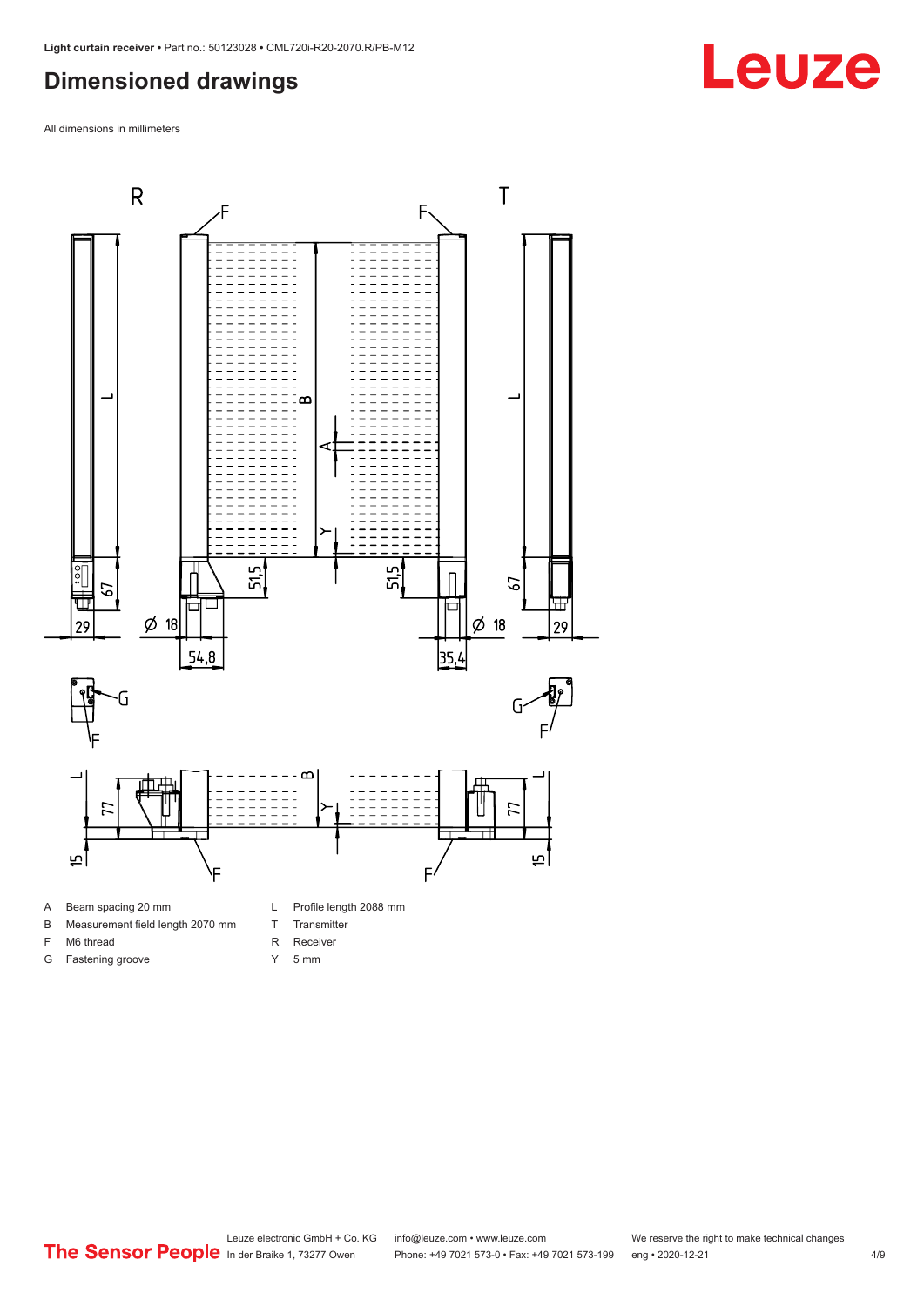# Dimensioned drawings

All dimensions in millimeters

| | | | |
|---|---|---|---|
| A | Beam spacing 20 mm | L | Profile length 2088 mm |
| B | Measurement field length 2070 mm | T | Transmitter |
| F | M6 thread | R | Receiver |
| G | Fastening groove | Y | 5 mm |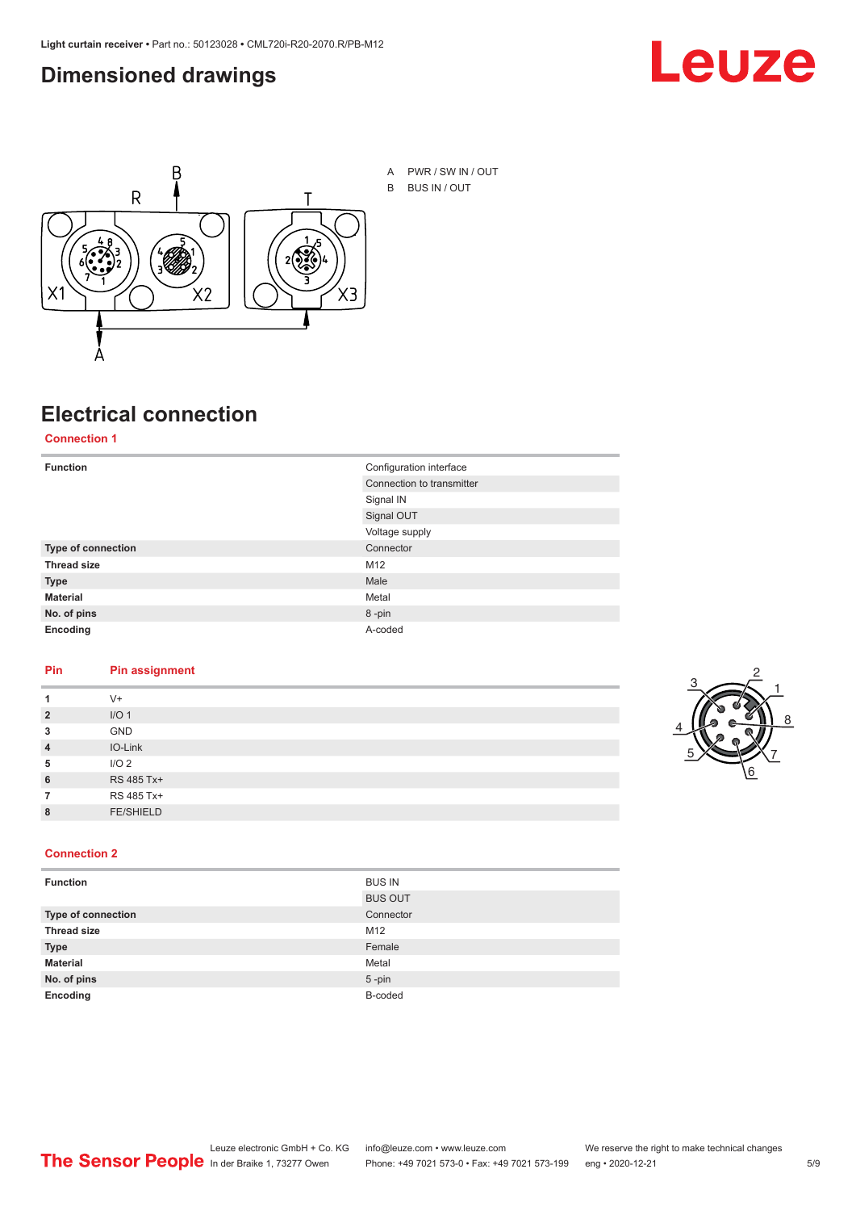# Dimensioned drawings

A PWR / SW IN / OUT

B BUS IN / OUT

# Electrical connection

## Connection 1

| | |
|---|---|
| **Function** | Configuration interface |
| | Connection to transmitter |
| | Signal IN |
| | Signal OUT |
| | Voltage supply |
| **Type of connection** | Connector |
| **Thread size** | M12 |
| **Type** | Male |
| **Material** | Metal |
| **No. of pins** | 8 -pin |
| **Encoding** | A-coded |

| Pin | Pin assignment |
|---|---|
| **1** | V+ |
| **2** | I/O 1 |
| **3** | GND |
| **4** | IO-Link |
| **5** | I/O 2 |
| **6** | RS 485 Tx+ |
| **7** | RS 485 Tx+ |
| **8** | FE/SHIELD |

## Connection 2

| | |
|---|---|
| **Function** | BUS IN |
| | BUS OUT |
| **Type of connection** | Connector |
| **Thread size** | M12 |
| **Type** | Female |
| **Material** | Metal |
| **No. of pins** | 5 -pin |
| **Encoding** | B-coded |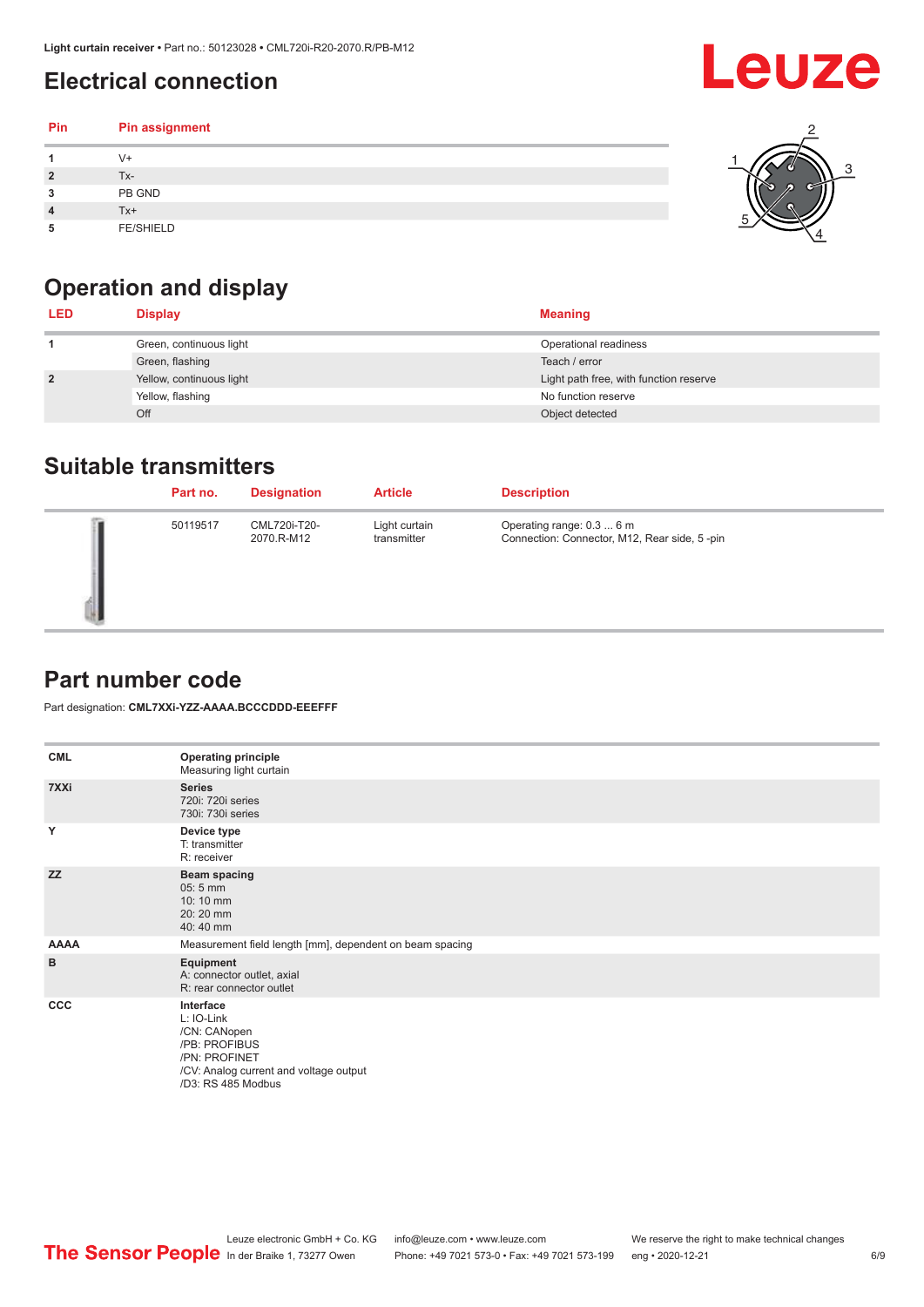## Electrical connection

| Pin | Pin assignment |
|---|---|
| 1 | V+ |
| 2 | Tx- |
| 3 | PB GND |
| 4 | Tx+ |
| 5 | FE/SHIELD |

## Operation and display

| LED | Display | Meaning |
|---|---|---|
| 1 | Green, continuous light | Operational readiness |
| | Green, flashing | Teach / error |
| 2 | Yellow, continuous light | Light path free, with function reserve |
| | Yellow, flashing | No function reserve |
| | Off | Object detected |

## Suitable transmitters

| Part no. | Designation | Article | Description |
|---|---|---|---|
| 50119517 | CML720i-T20-2070.R-M12 | Light curtain transmitter | Operating range: 0.3 ... 6 m<br>Connection: Connector, M12, Rear side, 5 -pin |

## Part number code

Part designation: **CML7XXi-YZZ-AAAA.BCCCDDD-EEEFFF**

| | |
|---|---|
| **CML** | **Operating principle**<br>Measuring light curtain |
| **7XXi** | **Series**<br>720i: 720i series<br>730i: 730i series |
| **Y** | **Device type**<br>T: transmitter<br>R: receiver |
| **ZZ** | **Beam spacing**<br>05: 5 mm<br>10: 10 mm<br>20: 20 mm<br>40: 40 mm |
| **AAAA** | Measurement field length [mm], dependent on beam spacing |
| **B** | **Equipment**<br>A: connector outlet, axial<br>R: rear connector outlet |
| **CCC** | **Interface**<br>L: IO-Link<br>/CN: CANopen<br>/PB: PROFIBUS<br>/PN: PROFINET<br>/CV: Analog current and voltage output<br>/D3: RS 485 Modbus |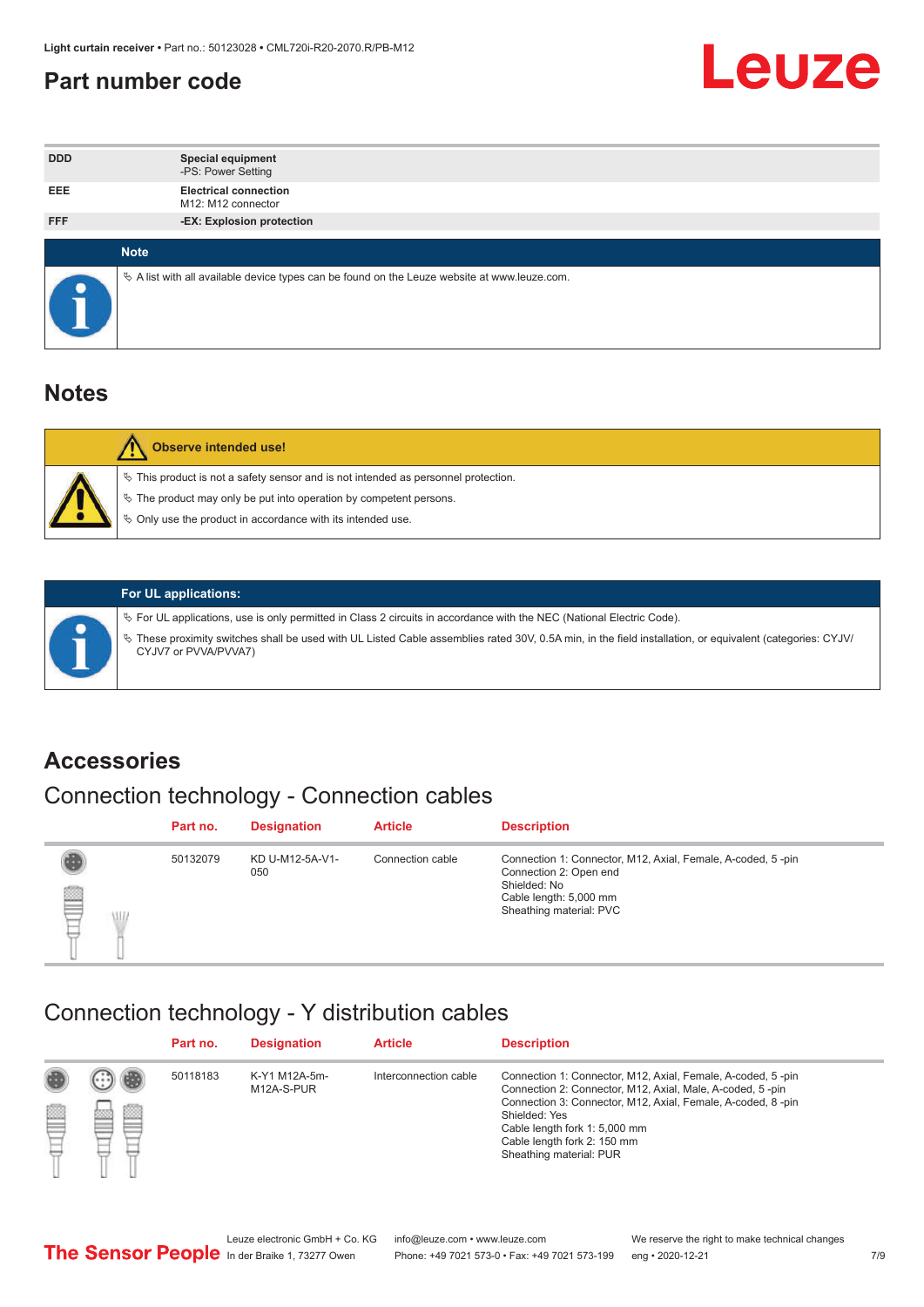## Part number code

| | |
|---|---|
| DDD | **Special equipment**<br>-PS: Power Setting |
| EEE | **Electrical connection**<br>M12: M12 connector |
| FFF | **-EX: Explosion protection** |

**Note**

- A list with all available device types can be found on the Leuze website at www.leuze.com.

## Notes

**Observe intended use!**

- This product is not a safety sensor and is not intended as personnel protection.
- The product may only be put into operation by competent persons.
- Only use the product in accordance with its intended use.

**For UL applications:**

- For UL applications, use is only permitted in Class 2 circuits in accordance with the NEC (National Electric Code).
- These proximity switches shall be used with UL Listed Cable assemblies rated 30V, 0.5A min, in the field installation, or equivalent (categories: CYJV/CYJV7 or PVVA/PVVA7)

## Accessories

### Connection technology - Connection cables

| Part no. | Designation | Article | Description |
|---|---|---|---|
| 50132079 | KD U-M12-5A-V1-050 | Connection cable | Connection 1: Connector, M12, Axial, Female, A-coded, 5 -pin<br>Connection 2: Open end<br>Shielded: No<br>Cable length: 5,000 mm<br>Sheathing material: PVC |

### Connection technology - Y distribution cables

| Part no. | Designation | Article | Description |
|---|---|---|---|
| 50118183 | K-Y1 M12A-5m-M12A-S-PUR | Interconnection cable | Connection 1: Connector, M12, Axial, Female, A-coded, 5 -pin<br>Connection 2: Connector, M12, Axial, Male, A-coded, 5 -pin<br>Connection 3: Connector, M12, Axial, Female, A-coded, 8 -pin<br>Shielded: Yes<br>Cable length fork 1: 5,000 mm<br>Cable length fork 2: 150 mm<br>Sheathing material: PUR |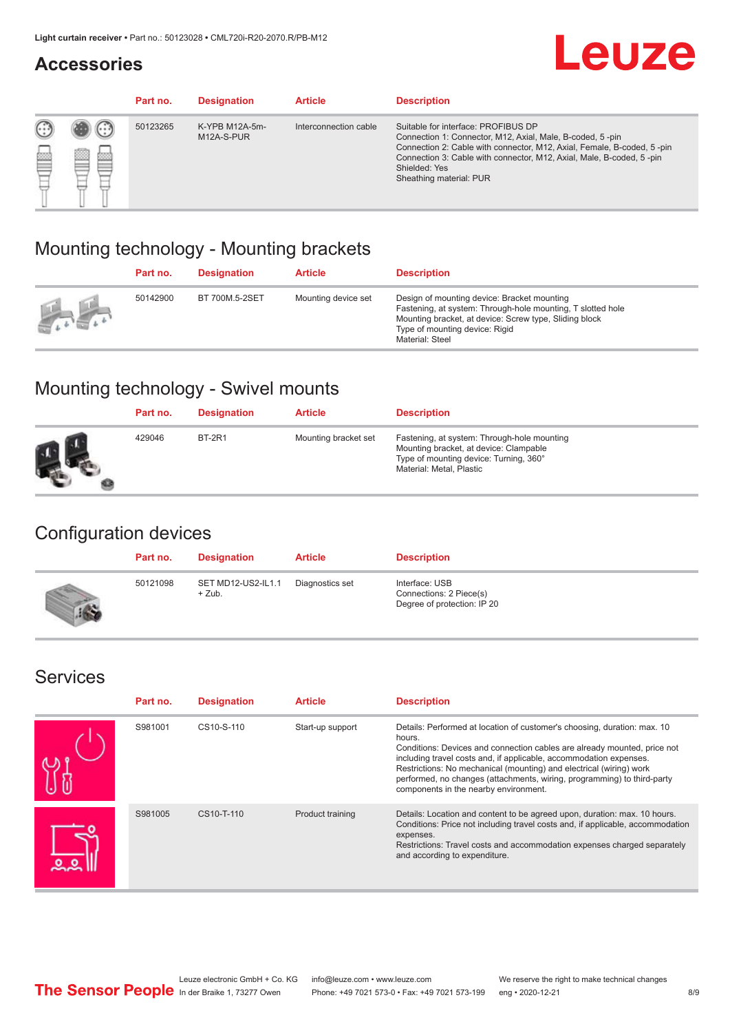## Accessories

| Part no. | Designation | Article | Description |
|---|---|---|---|
| 50123265 | K-YPB M12A-5m-M12A-S-PUR | Interconnection cable | Suitable for interface: PROFIBUS DP<br>Connection 1: Connector, M12, Axial, Male, B-coded, 5 -pin<br>Connection 2: Cable with connector, M12, Axial, Female, B-coded, 5 -pin<br>Connection 3: Cable with connector, M12, Axial, Male, B-coded, 5 -pin<br>Shielded: Yes<br>Sheathing material: PUR |

## Mounting technology - Mounting brackets

| Part no. | Designation | Article | Description |
|---|---|---|---|
| 50142900 | BT 700M.5-2SET | Mounting device set | Design of mounting device: Bracket mounting<br>Fastening, at system: Through-hole mounting, T slotted hole<br>Mounting bracket, at device: Screw type, Sliding block<br>Type of mounting device: Rigid<br>Material: Steel |

## Mounting technology - Swivel mounts

| Part no. | Designation | Article | Description |
|---|---|---|---|
| 429046 | BT-2R1 | Mounting bracket set | Fastening, at system: Through-hole mounting<br>Mounting bracket, at device: Clampable<br>Type of mounting device: Turning, 360°<br>Material: Metal, Plastic |

## Configuration devices

| Part no. | Designation | Article | Description |
|---|---|---|---|
| 50121098 | SET MD12-US2-IL1.1 + Zub. | Diagnostics set | Interface: USB<br>Connections: 2 Piece(s)<br>Degree of protection: IP 20 |

## Services

| Part no. | Designation | Article | Description |
|---|---|---|---|
| S981001 | CS10-S-110 | Start-up support | Details: Performed at location of customer's choosing, duration: max. 10 hours.<br>Conditions: Devices and connection cables are already mounted, price not including travel costs and, if applicable, accommodation expenses.<br>Restrictions: No mechanical (mounting) and electrical (wiring) work performed, no changes (attachments, wiring, programming) to third-party components in the nearby environment. |
| S981005 | CS10-T-110 | Product training | Details: Location and content to be agreed upon, duration: max. 10 hours.<br>Conditions: Price not including travel costs and, if applicable, accommodation expenses.<br>Restrictions: Travel costs and accommodation expenses charged separately and according to expenditure. |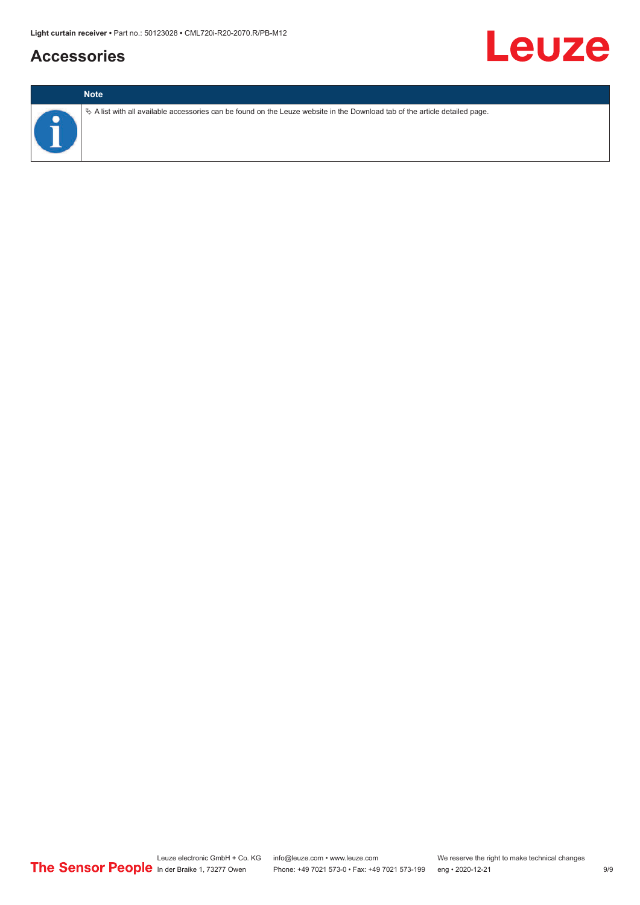## Accessories

| | Note |
|---|---|
| | ↳ A list with all available accessories can be found on the Leuze website in the Download tab of the article detailed page. |